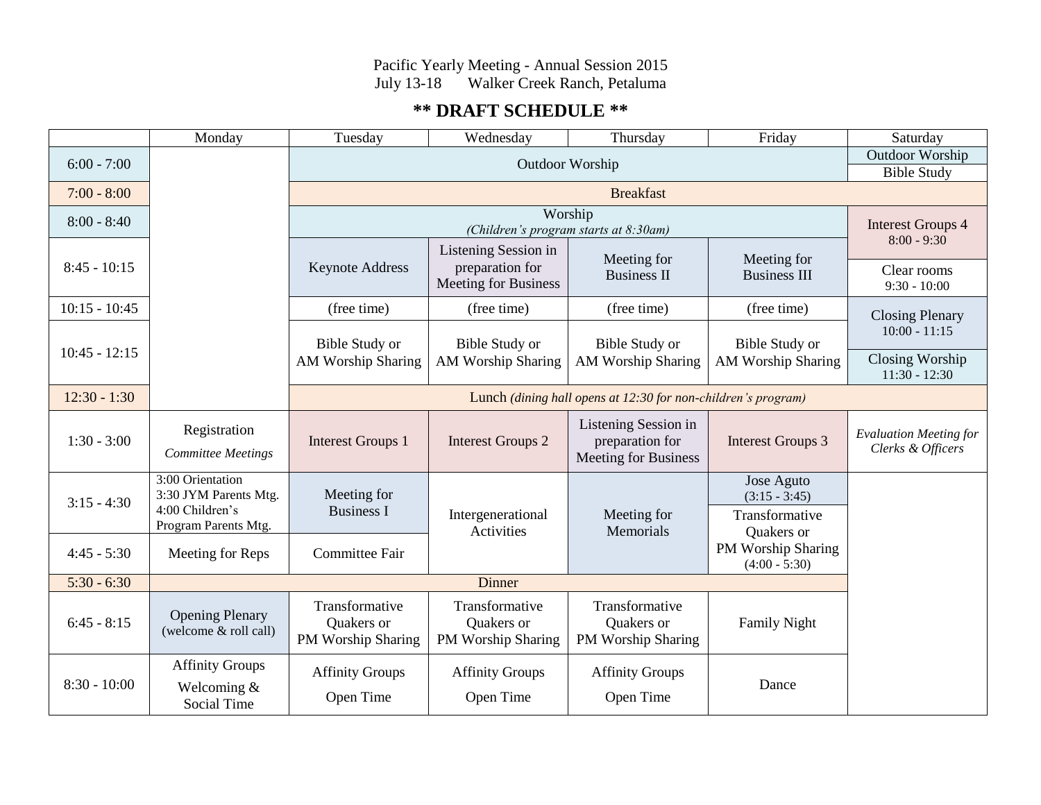Pacific Yearly Meeting - Annual Session 2015
July 13-18 Walker Creek Ranch, Petaluma

# ** DRAFT SCHEDULE **

| | Monday | Tuesday | Wednesday | Thursday | Friday | Saturday |
|---|---|---|---|---|---|---|
| 6:00 - 7:00 | | Outdoor Worship | Outdoor Worship | Outdoor Worship | Outdoor Worship | Outdoor Worship<br>Bible Study |
| 7:00 - 8:00 | | Breakfast | Breakfast | Breakfast | Breakfast | Breakfast |
| 8:00 - 8:40 | | Worship<br>*(Children's program starts at 8:30am)* | Worship | Worship | Worship | Interest Groups 4<br>8:00 - 9:30 |
| 8:45 - 10:15 | | Keynote Address | Listening Session in preparation for Meeting for Business | Meeting for Business II | Meeting for Business III | Clear rooms<br>9:30 - 10:00 |
| 10:15 - 10:45 | | (free time) | (free time) | (free time) | (free time) | Closing Plenary<br>10:00 - 11:15 |
| 10:45 - 12:15 | | Bible Study or AM Worship Sharing | Bible Study or AM Worship Sharing | Bible Study or AM Worship Sharing | Bible Study or AM Worship Sharing | Closing Worship<br>11:30 - 12:30 |
| 12:30 - 1:30 | | Lunch *(dining hall opens at 12:30 for non-children's program)* | | | | |
| 1:30 - 3:00 | Registration<br>*Committee Meetings* | Interest Groups 1 | Interest Groups 2 | Listening Session in preparation for Meeting for Business | Interest Groups 3 | *Evaluation Meeting for Clerks & Officers* |
| 3:15 - 4:30 | 3:00 Orientation<br>3:30 JYM Parents Mtg.<br>4:00 Children's Program Parents Mtg. | Meeting for Business I | Intergenerational Activities | Meeting for Memorials | Jose Aguto<br>(3:15 - 3:45)<br>Transformative Quakers or PM Worship Sharing<br>(4:00 - 5:30) | |
| 4:45 - 5:30 | Meeting for Reps | Committee Fair | | | | |
| 5:30 - 6:30 | Dinner | Dinner | Dinner | Dinner | Dinner | |
| 6:45 - 8:15 | Opening Plenary<br>(welcome & roll call) | Transformative Quakers or PM Worship Sharing | Transformative Quakers or PM Worship Sharing | Transformative Quakers or PM Worship Sharing | Family Night | |
| 8:30 - 10:00 | Affinity Groups<br>Welcoming & Social Time | Affinity Groups<br>Open Time | Affinity Groups<br>Open Time | Affinity Groups<br>Open Time | Dance | |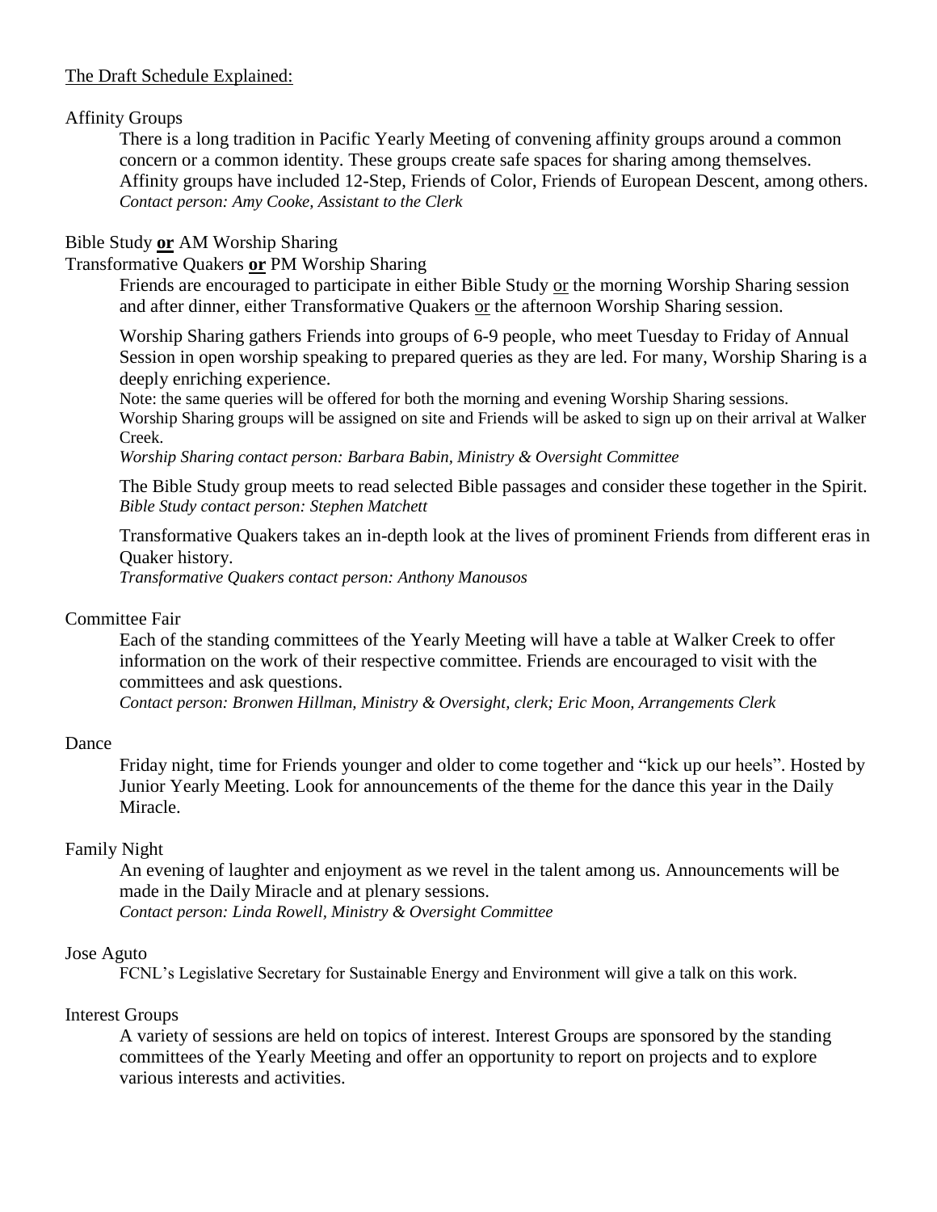The Draft Schedule Explained:

Affinity Groups

There is a long tradition in Pacific Yearly Meeting of convening affinity groups around a common concern or a common identity. These groups create safe spaces for sharing among themselves. Affinity groups have included 12-Step, Friends of Color, Friends of European Descent, among others.
*Contact person: Amy Cooke, Assistant to the Clerk*

Bible Study **or** AM Worship Sharing
Transformative Quakers **or** PM Worship Sharing

Friends are encouraged to participate in either Bible Study or the morning Worship Sharing session and after dinner, either Transformative Quakers or the afternoon Worship Sharing session.

Worship Sharing gathers Friends into groups of 6-9 people, who meet Tuesday to Friday of Annual Session in open worship speaking to prepared queries as they are led. For many, Worship Sharing is a deeply enriching experience.
Note: the same queries will be offered for both the morning and evening Worship Sharing sessions.
Worship Sharing groups will be assigned on site and Friends will be asked to sign up on their arrival at Walker Creek.
*Worship Sharing contact person: Barbara Babin, Ministry & Oversight Committee*

The Bible Study group meets to read selected Bible passages and consider these together in the Spirit.
*Bible Study contact person: Stephen Matchett*

Transformative Quakers takes an in-depth look at the lives of prominent Friends from different eras in Quaker history.
*Transformative Quakers contact person: Anthony Manousos*

Committee Fair

Each of the standing committees of the Yearly Meeting will have a table at Walker Creek to offer information on the work of their respective committee. Friends are encouraged to visit with the committees and ask questions.
*Contact person: Bronwen Hillman, Ministry & Oversight, clerk; Eric Moon, Arrangements Clerk*

Dance

Friday night, time for Friends younger and older to come together and "kick up our heels". Hosted by Junior Yearly Meeting. Look for announcements of the theme for the dance this year in the Daily Miracle.

Family Night

An evening of laughter and enjoyment as we revel in the talent among us. Announcements will be made in the Daily Miracle and at plenary sessions.
*Contact person: Linda Rowell, Ministry & Oversight Committee*

Jose Aguto

FCNL's Legislative Secretary for Sustainable Energy and Environment will give a talk on this work.

Interest Groups

A variety of sessions are held on topics of interest. Interest Groups are sponsored by the standing committees of the Yearly Meeting and offer an opportunity to report on projects and to explore various interests and activities.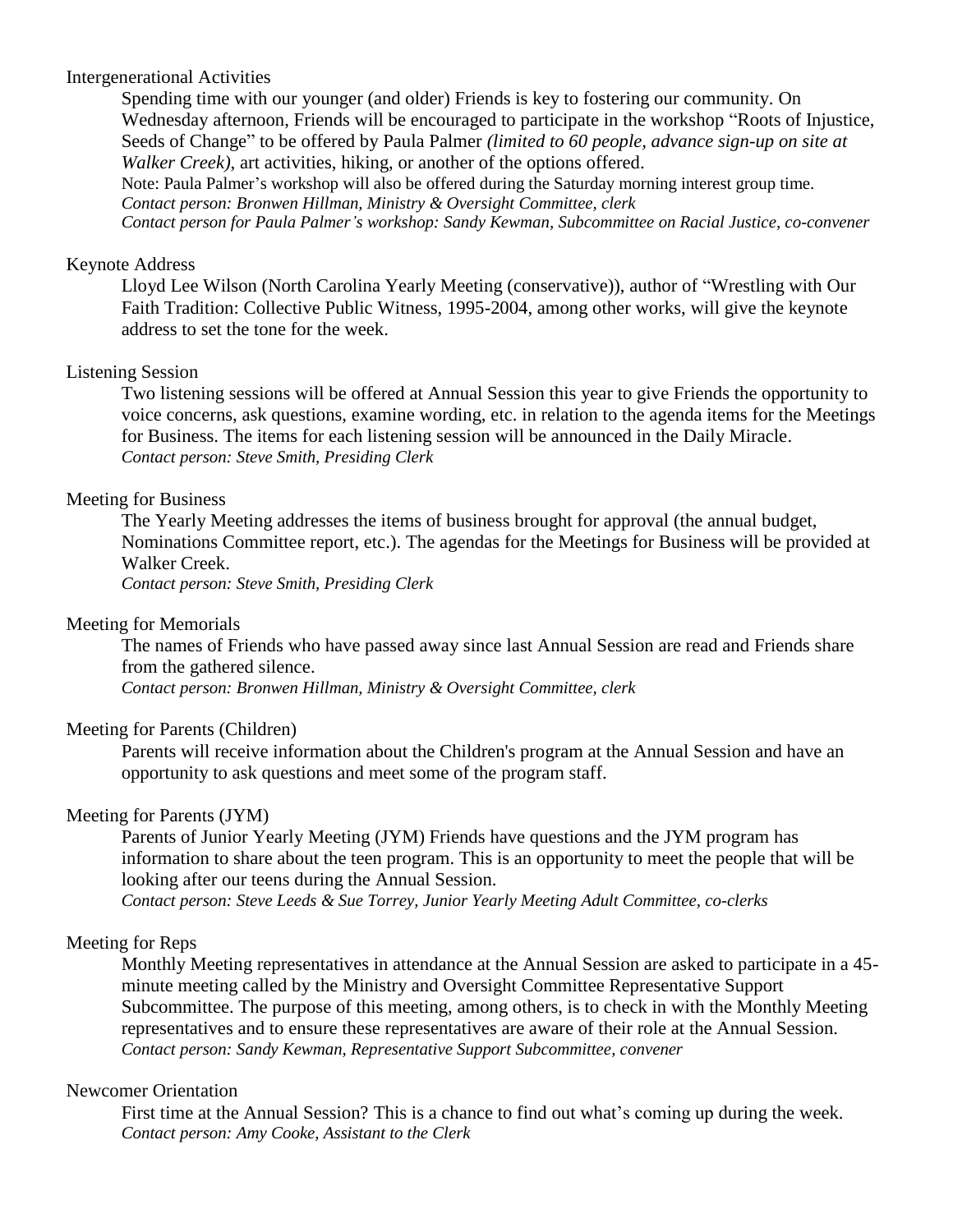### Intergenerational Activities

Spending time with our younger (and older) Friends is key to fostering our community. On Wednesday afternoon, Friends will be encouraged to participate in the workshop "Roots of Injustice, Seeds of Change" to be offered by Paula Palmer *(limited to 60 people, advance sign-up on site at Walker Creek)*, art activities, hiking, or another of the options offered.

Note: Paula Palmer's workshop will also be offered during the Saturday morning interest group time.

*Contact person: Bronwen Hillman, Ministry & Oversight Committee, clerk*

*Contact person for Paula Palmer's workshop: Sandy Kewman, Subcommittee on Racial Justice, co-convener*

### Keynote Address

Lloyd Lee Wilson (North Carolina Yearly Meeting (conservative)), author of "Wrestling with Our Faith Tradition: Collective Public Witness, 1995-2004, among other works, will give the keynote address to set the tone for the week.

### Listening Session

Two listening sessions will be offered at Annual Session this year to give Friends the opportunity to voice concerns, ask questions, examine wording, etc. in relation to the agenda items for the Meetings for Business. The items for each listening session will be announced in the Daily Miracle.

*Contact person: Steve Smith, Presiding Clerk*

### Meeting for Business

The Yearly Meeting addresses the items of business brought for approval (the annual budget, Nominations Committee report, etc.). The agendas for the Meetings for Business will be provided at Walker Creek.

*Contact person: Steve Smith, Presiding Clerk*

### Meeting for Memorials

The names of Friends who have passed away since last Annual Session are read and Friends share from the gathered silence.

*Contact person: Bronwen Hillman, Ministry & Oversight Committee, clerk*

### Meeting for Parents (Children)

Parents will receive information about the Children's program at the Annual Session and have an opportunity to ask questions and meet some of the program staff.

### Meeting for Parents (JYM)

Parents of Junior Yearly Meeting (JYM) Friends have questions and the JYM program has information to share about the teen program. This is an opportunity to meet the people that will be looking after our teens during the Annual Session.

*Contact person: Steve Leeds & Sue Torrey, Junior Yearly Meeting Adult Committee, co-clerks*

### Meeting for Reps

Monthly Meeting representatives in attendance at the Annual Session are asked to participate in a 45-minute meeting called by the Ministry and Oversight Committee Representative Support Subcommittee. The purpose of this meeting, among others, is to check in with the Monthly Meeting representatives and to ensure these representatives are aware of their role at the Annual Session.

*Contact person: Sandy Kewman, Representative Support Subcommittee, convener*

### Newcomer Orientation

First time at the Annual Session? This is a chance to find out what's coming up during the week.

*Contact person: Amy Cooke, Assistant to the Clerk*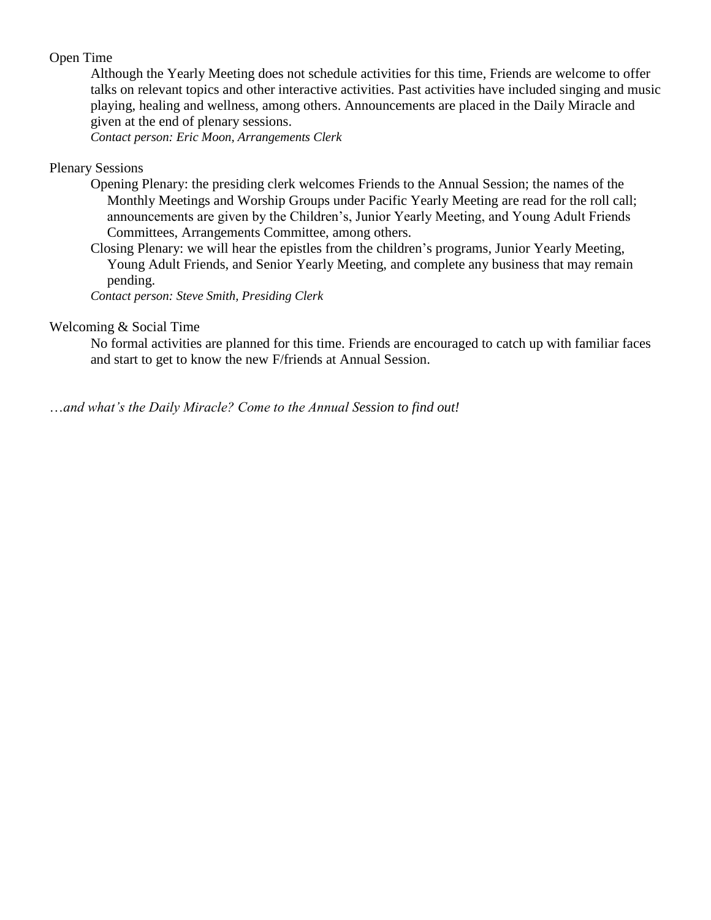Open Time

Although the Yearly Meeting does not schedule activities for this time, Friends are welcome to offer talks on relevant topics and other interactive activities. Past activities have included singing and music playing, healing and wellness, among others. Announcements are placed in the Daily Miracle and given at the end of plenary sessions.

*Contact person: Eric Moon, Arrangements Clerk*

Plenary Sessions

Opening Plenary: the presiding clerk welcomes Friends to the Annual Session; the names of the Monthly Meetings and Worship Groups under Pacific Yearly Meeting are read for the roll call; announcements are given by the Children's, Junior Yearly Meeting, and Young Adult Friends Committees, Arrangements Committee, among others.

Closing Plenary: we will hear the epistles from the children's programs, Junior Yearly Meeting, Young Adult Friends, and Senior Yearly Meeting, and complete any business that may remain pending.

*Contact person: Steve Smith, Presiding Clerk*

Welcoming & Social Time

No formal activities are planned for this time. Friends are encouraged to catch up with familiar faces and start to get to know the new F/friends at Annual Session.

*…and what's the Daily Miracle? Come to the Annual Session to find out!*